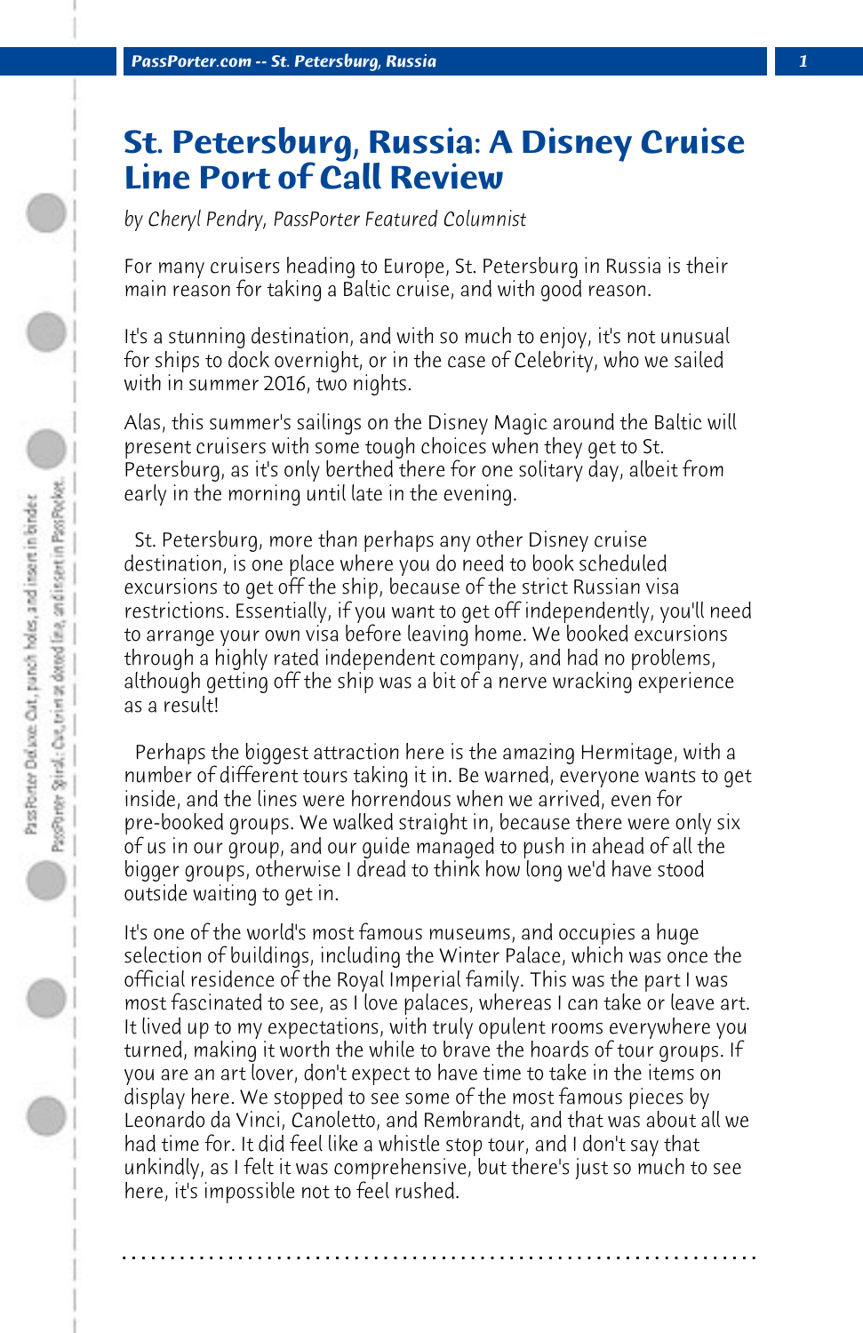# St. Petersburg, Russia: A Disney Cruise Line Port of Call Review

*by Cheryl Pendry, PassPorter Featured Columnist*

For many cruisers heading to Europe, St. Petersburg in Russia is their main reason for taking a Baltic cruise, and with good reason.

It's a stunning destination, and with so much to enjoy, it's not unusual for ships to dock overnight, or in the case of Celebrity, who we sailed with in summer 2016, two nights.

Alas, this summer's sailings on the Disney Magic around the Baltic will present cruisers with some tough choices when they get to St. Petersburg, as it's only berthed there for one solitary day, albeit from early in the morning until late in the evening.

St. Petersburg, more than perhaps any other Disney cruise destination, is one place where you do need to book scheduled excursions to get off the ship, because of the strict Russian visa restrictions. Essentially, if you want to get off independently, you'll need to arrange your own visa before leaving home. We booked excursions through a highly rated independent company, and had no problems, although getting off the ship was a bit of a nerve wracking experience as a result!

Perhaps the biggest attraction here is the amazing Hermitage, with a number of different tours taking it in. Be warned, everyone wants to get inside, and the lines were horrendous when we arrived, even for pre-booked groups. We walked straight in, because there were only six of us in our group, and our guide managed to push in ahead of all the bigger groups, otherwise I dread to think how long we'd have stood outside waiting to get in.

It's one of the world's most famous museums, and occupies a huge selection of buildings, including the Winter Palace, which was once the official residence of the Royal Imperial family. This was the part I was most fascinated to see, as I love palaces, whereas I can take or leave art. It lived up to my expectations, with truly opulent rooms everywhere you turned, making it worth the while to brave the hoards of tour groups. If you are an art lover, don't expect to have time to take in the items on display here. We stopped to see some of the most famous pieces by Leonardo da Vinci, Canoletto, and Rembrandt, and that was about all we had time for. It did feel like a whistle stop tour, and I don't say that unkindly, as I felt it was comprehensive, but there's just so much to see here, it's impossible not to feel rushed.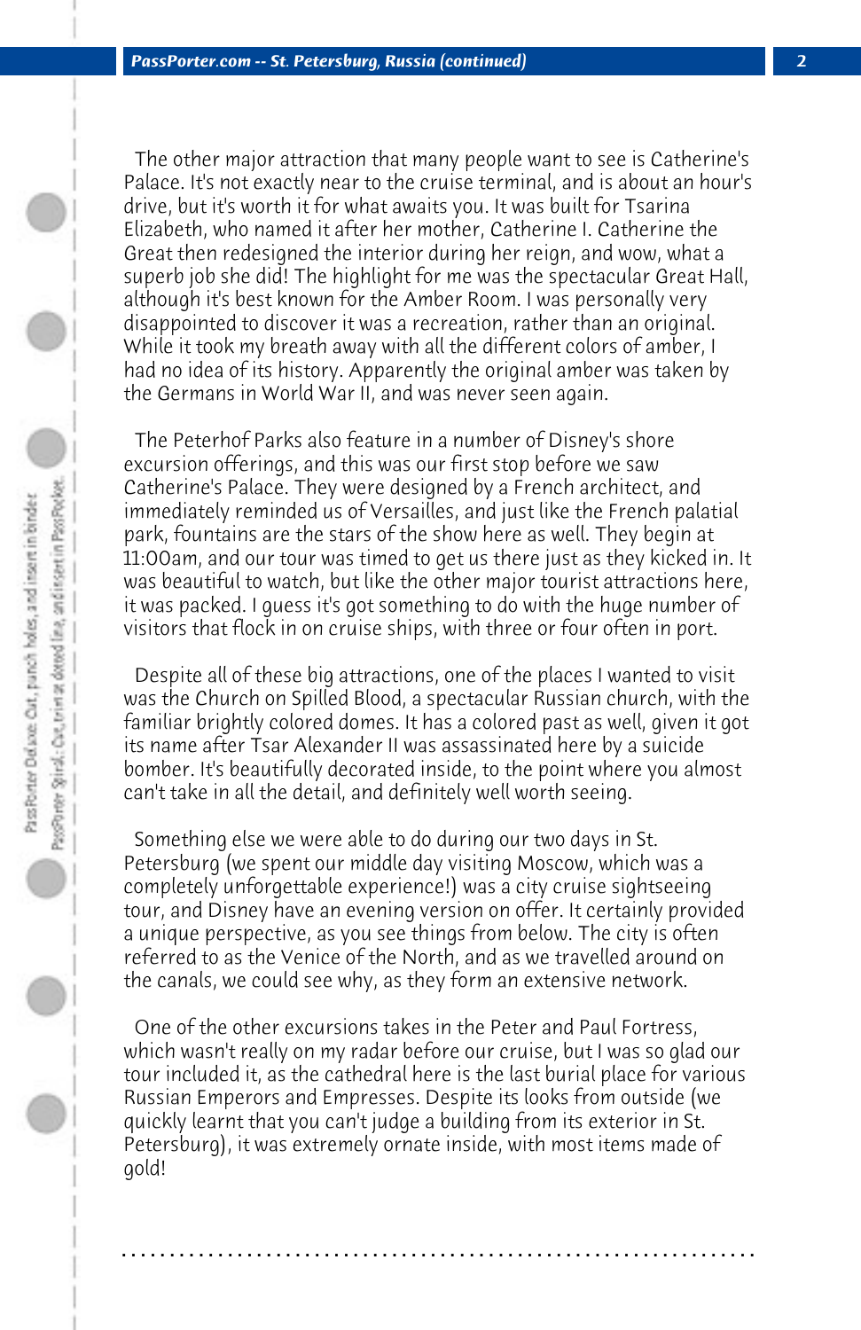The other major attraction that many people want to see is Catherine's Palace. It's not exactly near to the cruise terminal, and is about an hour's drive, but it's worth it for what awaits you. It was built for Tsarina Elizabeth, who named it after her mother, Catherine I. Catherine the Great then redesigned the interior during her reign, and wow, what a superb job she did! The highlight for me was the spectacular Great Hall, although it's best known for the Amber Room. I was personally very disappointed to discover it was a recreation, rather than an original. While it took my breath away with all the different colors of amber, I had no idea of its history. Apparently the original amber was taken by the Germans in World War II, and was never seen again.

The Peterhof Parks also feature in a number of Disney's shore excursion offerings, and this was our first stop before we saw Catherine's Palace. They were designed by a French architect, and immediately reminded us of Versailles, and just like the French palatial park, fountains are the stars of the show here as well. They begin at 11:00am, and our tour was timed to get us there just as they kicked in. It was beautiful to watch, but like the other major tourist attractions here, it was packed. I guess it's got something to do with the huge number of visitors that flock in on cruise ships, with three or four often in port.

Despite all of these big attractions, one of the places I wanted to visit was the Church on Spilled Blood, a spectacular Russian church, with the familiar brightly colored domes. It has a colored past as well, given it got its name after Tsar Alexander II was assassinated here by a suicide bomber. It's beautifully decorated inside, to the point where you almost can't take in all the detail, and definitely well worth seeing.

Something else we were able to do during our two days in St. Petersburg (we spent our middle day visiting Moscow, which was a completely unforgettable experience!) was a city cruise sightseeing tour, and Disney have an evening version on offer. It certainly provided a unique perspective, as you see things from below. The city is often referred to as the Venice of the North, and as we travelled around on the canals, we could see why, as they form an extensive network.

One of the other excursions takes in the Peter and Paul Fortress, which wasn't really on my radar before our cruise, but I was so glad our tour included it, as the cathedral here is the last burial place for various Russian Emperors and Empresses. Despite its looks from outside (we quickly learnt that you can't judge a building from its exterior in St. Petersburg), it was extremely ornate inside, with most items made of gold!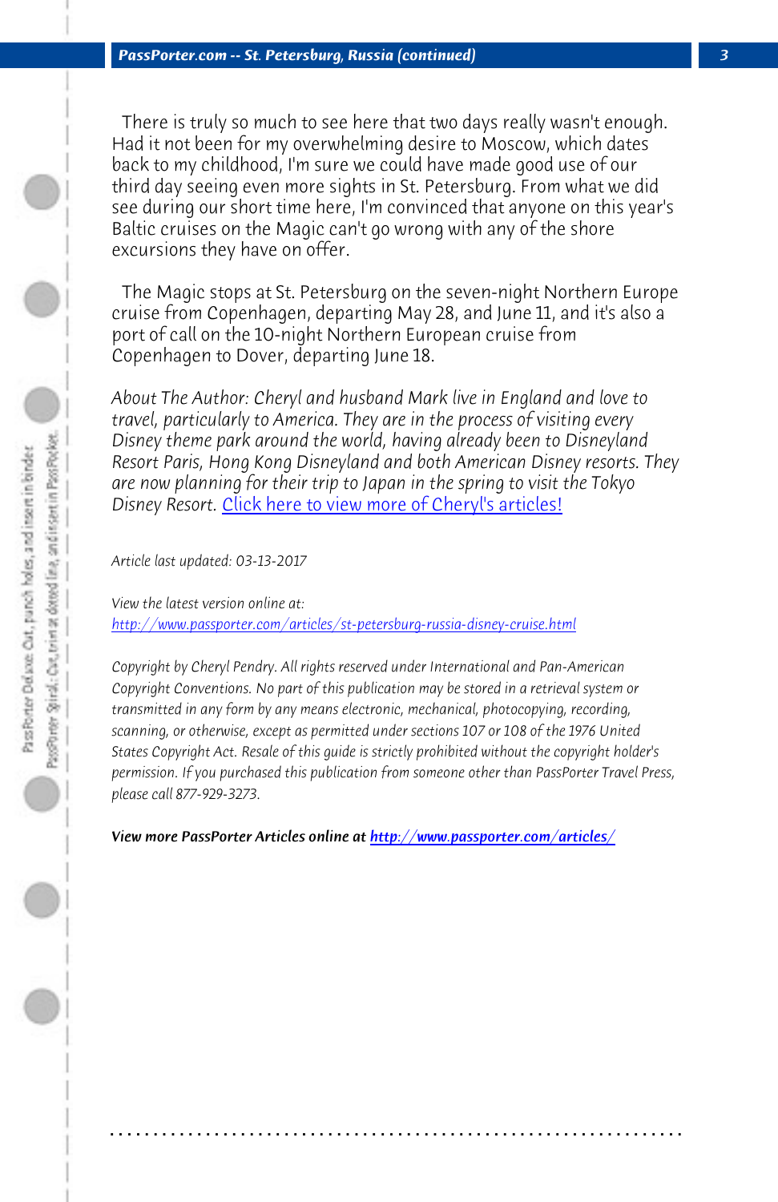There is truly so much to see here that two days really wasn't enough. Had it not been for my overwhelming desire to Moscow, which dates back to my childhood, I'm sure we could have made good use of our third day seeing even more sights in St. Petersburg. From what we did see during our short time here, I'm convinced that anyone on this year's Baltic cruises on the Magic can't go wrong with any of the shore excursions they have on offer.

The Magic stops at St. Petersburg on the seven-night Northern Europe cruise from Copenhagen, departing May 28, and June 11, and it's also a port of call on the 10-night Northern European cruise from Copenhagen to Dover, departing June 18.

*About The Author: Cheryl and husband Mark live in England and love to travel, particularly to America. They are in the process of visiting every Disney theme park around the world, having already been to Disneyland Resort Paris, Hong Kong Disneyland and both American Disney resorts. They are now planning for their trip to Japan in the spring to visit the Tokyo Disney Resort.* Click here to view more of Cheryl's articles!

*Article last updated: 03-13-2017*

*View the latest version online at:*
*http://www.passporter.com/articles/st-petersburg-russia-disney-cruise.html*

*Copyright by Cheryl Pendry. All rights reserved under International and Pan-American Copyright Conventions. No part of this publication may be stored in a retrieval system or transmitted in any form by any means electronic, mechanical, photocopying, recording, scanning, or otherwise, except as permitted under sections 107 or 108 of the 1976 United States Copyright Act. Resale of this guide is strictly prohibited without the copyright holder's permission. If you purchased this publication from someone other than PassPorter Travel Press, please call 877-929-3273.*

***View more PassPorter Articles online at http://www.passporter.com/articles/***